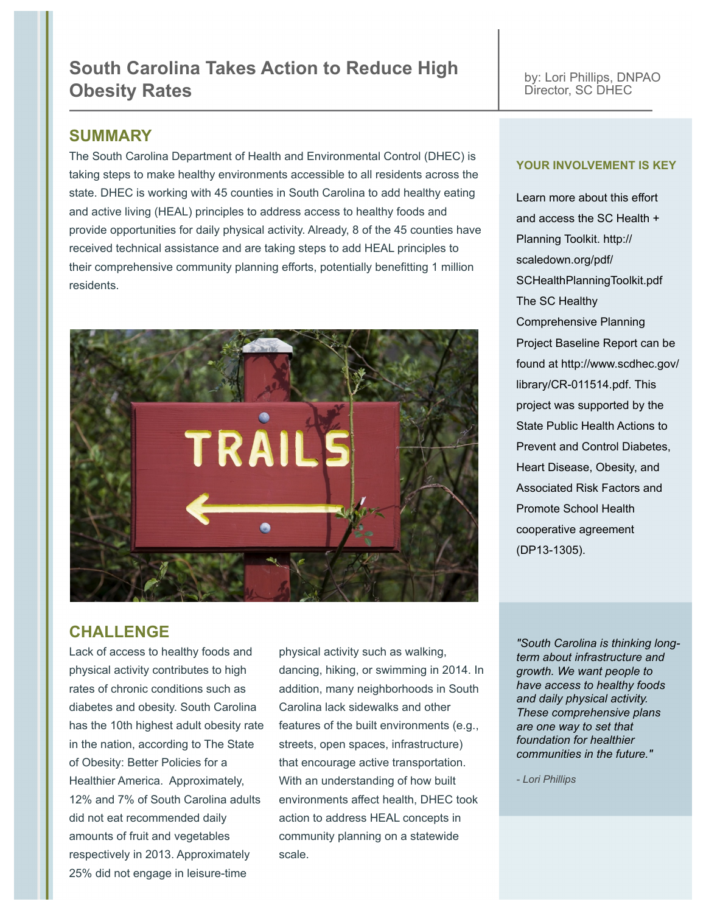# South Carolina Takes Action to Reduce High Obesity Rates

by: Lori Phillips, DNPAO Director, SC DHEC

## SUMMARY

The South Carolina Department of Health and Environmental Control (DHEC) is taking steps to make healthy environments accessible to all residents across the state. DHEC is working with 45 counties in South Carolina to add healthy eating and active living (HEAL) principles to address access to healthy foods and provide opportunities for daily physical activity. Already, 8 of the 45 counties have received technical assistance and are taking steps to add HEAL principles to their comprehensive community planning efforts, potentially benefitting 1 million residents.

## CHALLENGE

Lack of access to healthy foods and physical activity contributes to high rates of chronic conditions such as diabetes and obesity. South Carolina has the 10th highest adult obesity rate in the nation, according to The State of Obesity: Better Policies for a Healthier America. Approximately, 12% and 7% of South Carolina adults did not eat recommended daily amounts of fruit and vegetables respectively in 2013. Approximately 25% did not engage in leisure-time physical activity such as walking, dancing, hiking, or swimming in 2014. In addition, many neighborhoods in South Carolina lack sidewalks and other features of the built environments (e.g., streets, open spaces, infrastructure) that encourage active transportation. With an understanding of how built environments affect health, DHEC took action to address HEAL concepts in community planning on a statewide scale.

### YOUR INVOLVEMENT IS KEY

Learn more about this effort and access the SC Health + Planning Toolkit. http://scaledown.org/pdf/SCHealthPlanningToolkit.pdf The SC Healthy Comprehensive Planning Project Baseline Report can be found at http://www.scdhec.gov/library/CR-011514.pdf. This project was supported by the State Public Health Actions to Prevent and Control Diabetes, Heart Disease, Obesity, and Associated Risk Factors and Promote School Health cooperative agreement (DP13-1305).

*"South Carolina is thinking long-term about infrastructure and growth. We want people to have access to healthy foods and daily physical activity. These comprehensive plans are one way to set that foundation for healthier communities in the future."*

*- Lori Phillips*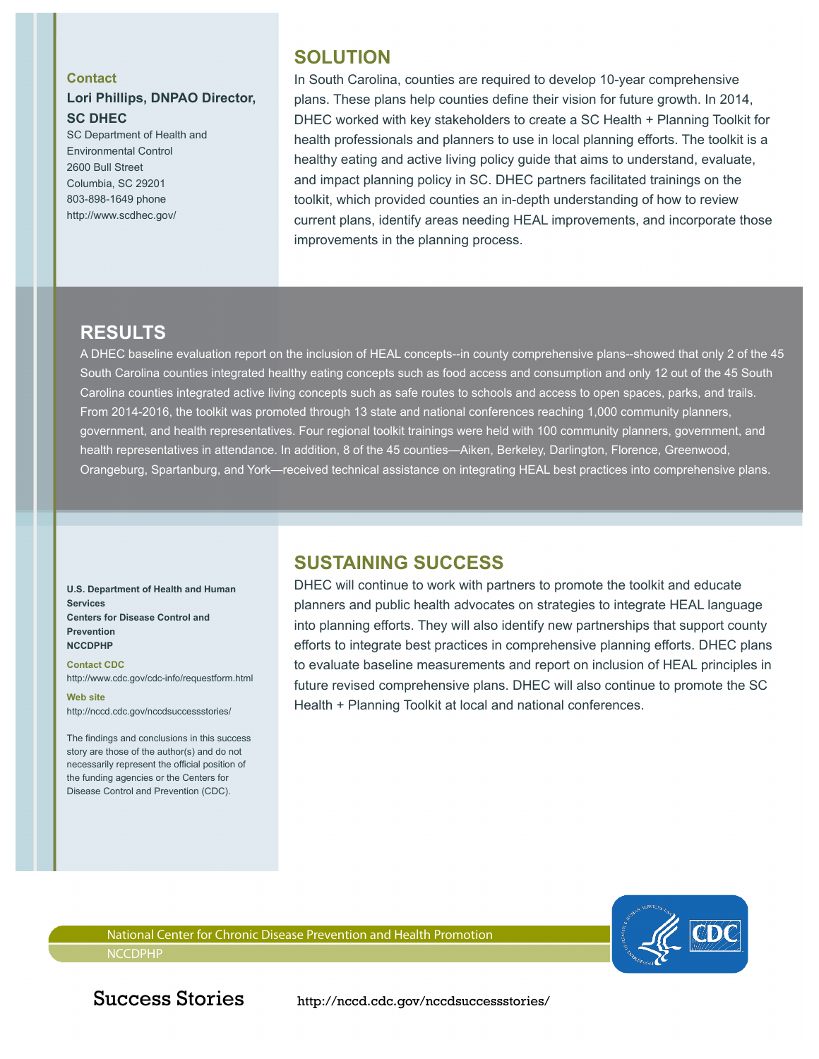**Contact**

**Lori Phillips, DNPAO Director, SC DHEC**

SC Department of Health and Environmental Control
2600 Bull Street
Columbia, SC 29201
803-898-1649 phone
http://www.scdhec.gov/

## SOLUTION

In South Carolina, counties are required to develop 10-year comprehensive plans. These plans help counties define their vision for future growth. In 2014, DHEC worked with key stakeholders to create a SC Health + Planning Toolkit for health professionals and planners to use in local planning efforts. The toolkit is a healthy eating and active living policy guide that aims to understand, evaluate, and impact planning policy in SC. DHEC partners facilitated trainings on the toolkit, which provided counties an in-depth understanding of how to review current plans, identify areas needing HEAL improvements, and incorporate those improvements in the planning process.

## RESULTS

A DHEC baseline evaluation report on the inclusion of HEAL concepts--in county comprehensive plans--showed that only 2 of the 45 South Carolina counties integrated healthy eating concepts such as food access and consumption and only 12 out of the 45 South Carolina counties integrated active living concepts such as safe routes to schools and access to open spaces, parks, and trails. From 2014-2016, the toolkit was promoted through 13 state and national conferences reaching 1,000 community planners, government, and health representatives. Four regional toolkit trainings were held with 100 community planners, government, and health representatives in attendance. In addition, 8 of the 45 counties—Aiken, Berkeley, Darlington, Florence, Greenwood, Orangeburg, Spartanburg, and York—received technical assistance on integrating HEAL best practices into comprehensive plans.

## SUSTAINING SUCCESS

DHEC will continue to work with partners to promote the toolkit and educate planners and public health advocates on strategies to integrate HEAL language into planning efforts. They will also identify new partnerships that support county efforts to integrate best practices in comprehensive planning efforts. DHEC plans to evaluate baseline measurements and report on inclusion of HEAL principles in future revised comprehensive plans. DHEC will also continue to promote the SC Health + Planning Toolkit at local and national conferences.

**U.S. Department of Health and Human Services**
**Centers for Disease Control and Prevention**
**NCCDPHP**

**Contact CDC**
http://www.cdc.gov/cdc-info/requestform.html

**Web site**
http://nccd.cdc.gov/nccdsuccessstories/

The findings and conclusions in this success story are those of the author(s) and do not necessarily represent the official position of the funding agencies or the Centers for Disease Control and Prevention (CDC).

National Center for Chronic Disease Prevention and Health Promotion
NCCDPHP

Success Stories http://nccd.cdc.gov/nccdsuccessstories/